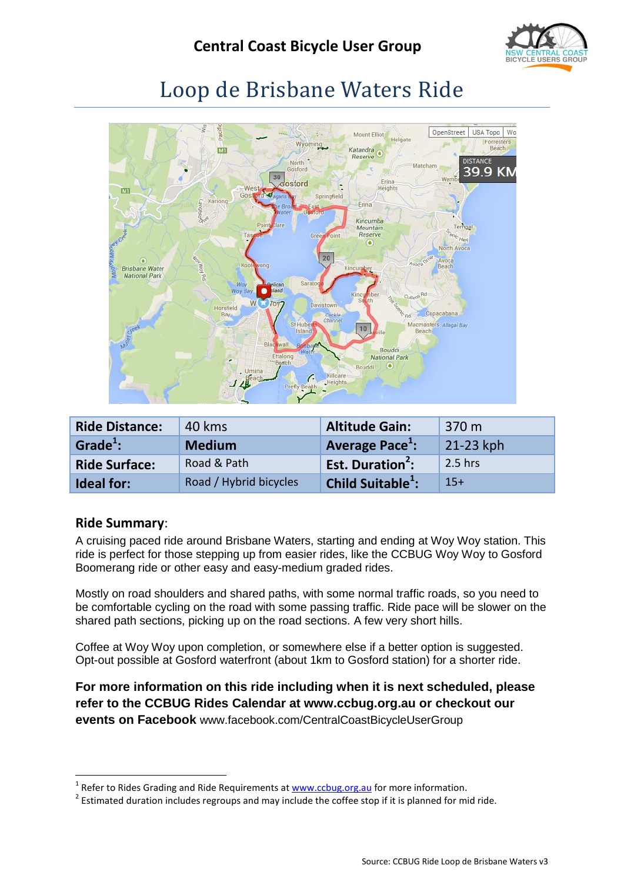# Central Coast Bicycle User Group

## Loop de Brisbane Waters Ride

| Ride Distance: | 40 kms | Altitude Gain: | 370 m |
|---|---|---|---|
| Grade[1]: | **Medium** | Average Pace[1]: | 21-23 kph |
| Ride Surface: | Road & Path | Est. Duration[2]: | 2.5 hrs |
| Ideal for: | Road / Hybrid bicycles | Child Suitable[1]: | 15+ |

### Ride Summary:

A cruising paced ride around Brisbane Waters, starting and ending at Woy Woy station. This ride is perfect for those stepping up from easier rides, like the CCBUG Woy Woy to Gosford Boomerang ride or other easy and easy-medium graded rides.

Mostly on road shoulders and shared paths, with some normal traffic roads, so you need to be comfortable cycling on the road with some passing traffic. Ride pace will be slower on the shared path sections, picking up on the road sections. A few very short hills.

Coffee at Woy Woy upon completion, or somewhere else if a better option is suggested. Opt-out possible at Gosford waterfront (about 1km to Gosford station) for a shorter ride.

**For more information on this ride including when it is next scheduled, please refer to the CCBUG Rides Calendar at www.ccbug.org.au or checkout our events on Facebook** www.facebook.com/CentralCoastBicycleUserGroup

[1] Refer to Rides Grading and Ride Requirements at www.ccbug.org.au for more information.
[2] Estimated duration includes regroups and may include the coffee stop if it is planned for mid ride.

Source: CCBUG Ride Loop de Brisbane Waters v3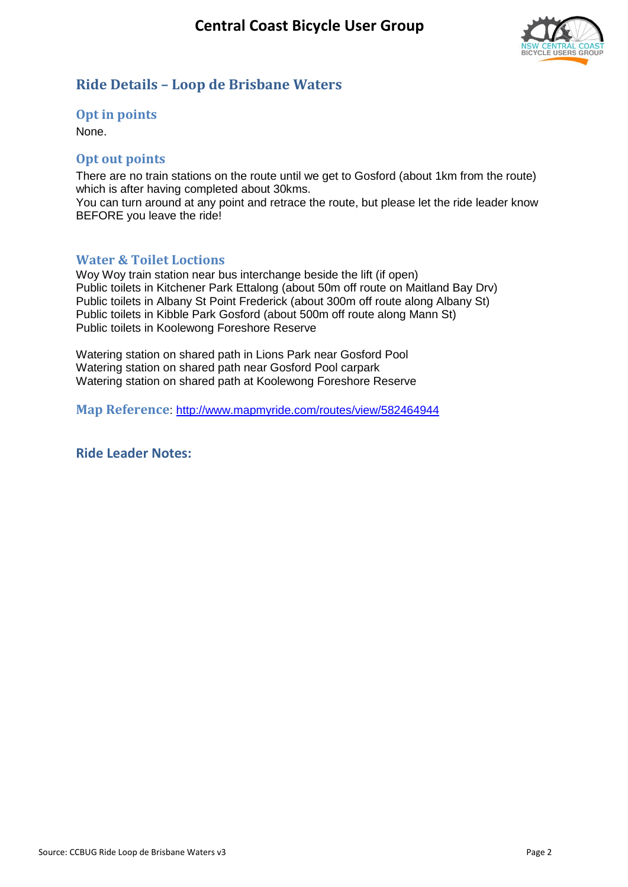## Ride Details – Loop de Brisbane Waters

### Opt in points

None.

### Opt out points

There are no train stations on the route until we get to Gosford (about 1km from the route) which is after having completed about 30kms.
You can turn around at any point and retrace the route, but please let the ride leader know BEFORE you leave the ride!

### Water & Toilet Loctions

Woy Woy train station near bus interchange beside the lift (if open)
Public toilets in Kitchener Park Ettalong (about 50m off route on Maitland Bay Drv)
Public toilets in Albany St Point Frederick (about 300m off route along Albany St)
Public toilets in Kibble Park Gosford (about 500m off route along Mann St)
Public toilets in Koolewong Foreshore Reserve

Watering station on shared path in Lions Park near Gosford Pool
Watering station on shared path near Gosford Pool carpark
Watering station on shared path at Koolewong Foreshore Reserve

**Map Reference**: http://www.mapmyride.com/routes/view/582464944

### Ride Leader Notes: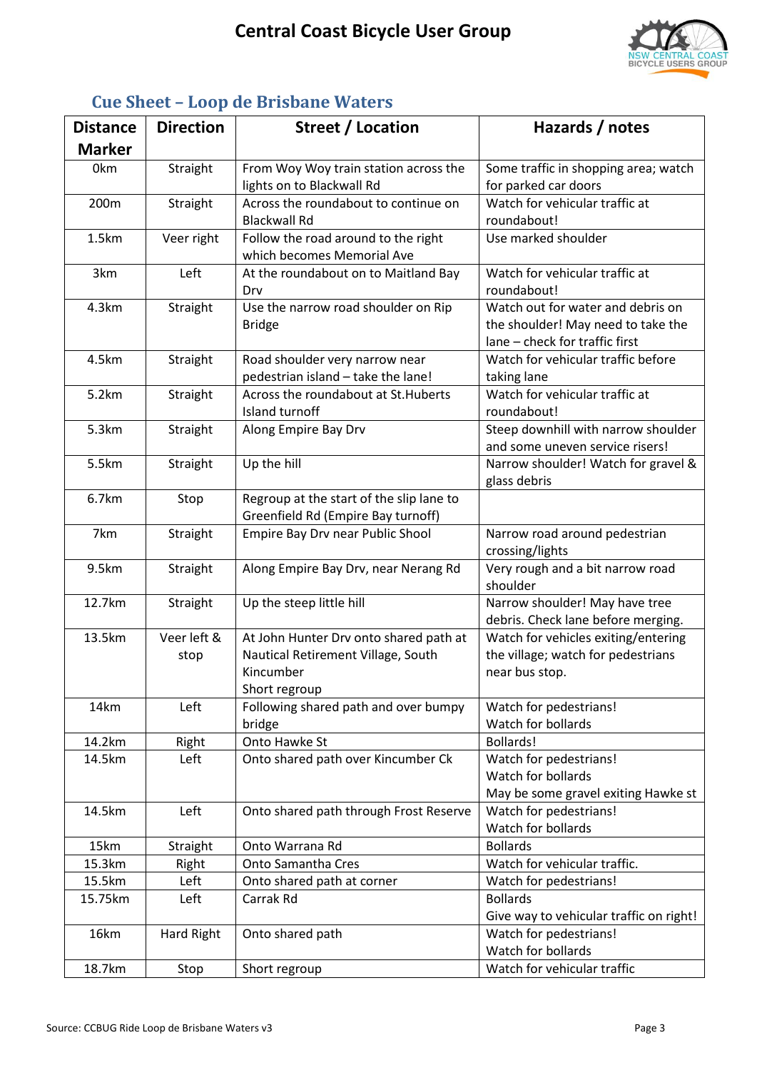# Central Coast Bicycle User Group

## Cue Sheet – Loop de Brisbane Waters

| Distance Marker | Direction | Street / Location | Hazards / notes |
|---|---|---|---|
| 0km | Straight | From Woy Woy train station across the lights on to Blackwall Rd | Some traffic in shopping area; watch for parked car doors |
| 200m | Straight | Across the roundabout to continue on Blackwall Rd | Watch for vehicular traffic at roundabout! |
| 1.5km | Veer right | Follow the road around to the right which becomes Memorial Ave | Use marked shoulder |
| 3km | Left | At the roundabout on to Maitland Bay Drv | Watch for vehicular traffic at roundabout! |
| 4.3km | Straight | Use the narrow road shoulder on Rip Bridge | Watch out for water and debris on the shoulder! May need to take the lane – check for traffic first |
| 4.5km | Straight | Road shoulder very narrow near pedestrian island – take the lane! | Watch for vehicular traffic before taking lane |
| 5.2km | Straight | Across the roundabout at St.Huberts Island turnoff | Watch for vehicular traffic at roundabout! |
| 5.3km | Straight | Along Empire Bay Drv | Steep downhill with narrow shoulder and some uneven service risers! |
| 5.5km | Straight | Up the hill | Narrow shoulder! Watch for gravel & glass debris |
| 6.7km | Stop | Regroup at the start of the slip lane to Greenfield Rd (Empire Bay turnoff) | |
| 7km | Straight | Empire Bay Drv near Public Shool | Narrow road around pedestrian crossing/lights |
| 9.5km | Straight | Along Empire Bay Drv, near Nerang Rd | Very rough and a bit narrow road shoulder |
| 12.7km | Straight | Up the steep little hill | Narrow shoulder! May have tree debris. Check lane before merging. |
| 13.5km | Veer left & stop | At John Hunter Drv onto shared path at Nautical Retirement Village, South Kincumber Short regroup | Watch for vehicles exiting/entering the village; watch for pedestrians near bus stop. |
| 14km | Left | Following shared path and over bumpy bridge | Watch for pedestrians! Watch for bollards |
| 14.2km | Right | Onto Hawke St | Bollards! |
| 14.5km | Left | Onto shared path over Kincumber Ck | Watch for pedestrians! Watch for bollards May be some gravel exiting Hawke st |
| 14.5km | Left | Onto shared path through Frost Reserve | Watch for pedestrians! Watch for bollards |
| 15km | Straight | Onto Warrana Rd | Bollards |
| 15.3km | Right | Onto Samantha Cres | Watch for vehicular traffic. |
| 15.5km | Left | Onto shared path at corner | Watch for pedestrians! |
| 15.75km | Left | Carrak Rd | Bollards Give way to vehicular traffic on right! |
| 16km | Hard Right | Onto shared path | Watch for pedestrians! Watch for bollards |
| 18.7km | Stop | Short regroup | Watch for vehicular traffic |

Source: CCBUG Ride Loop de Brisbane Waters v3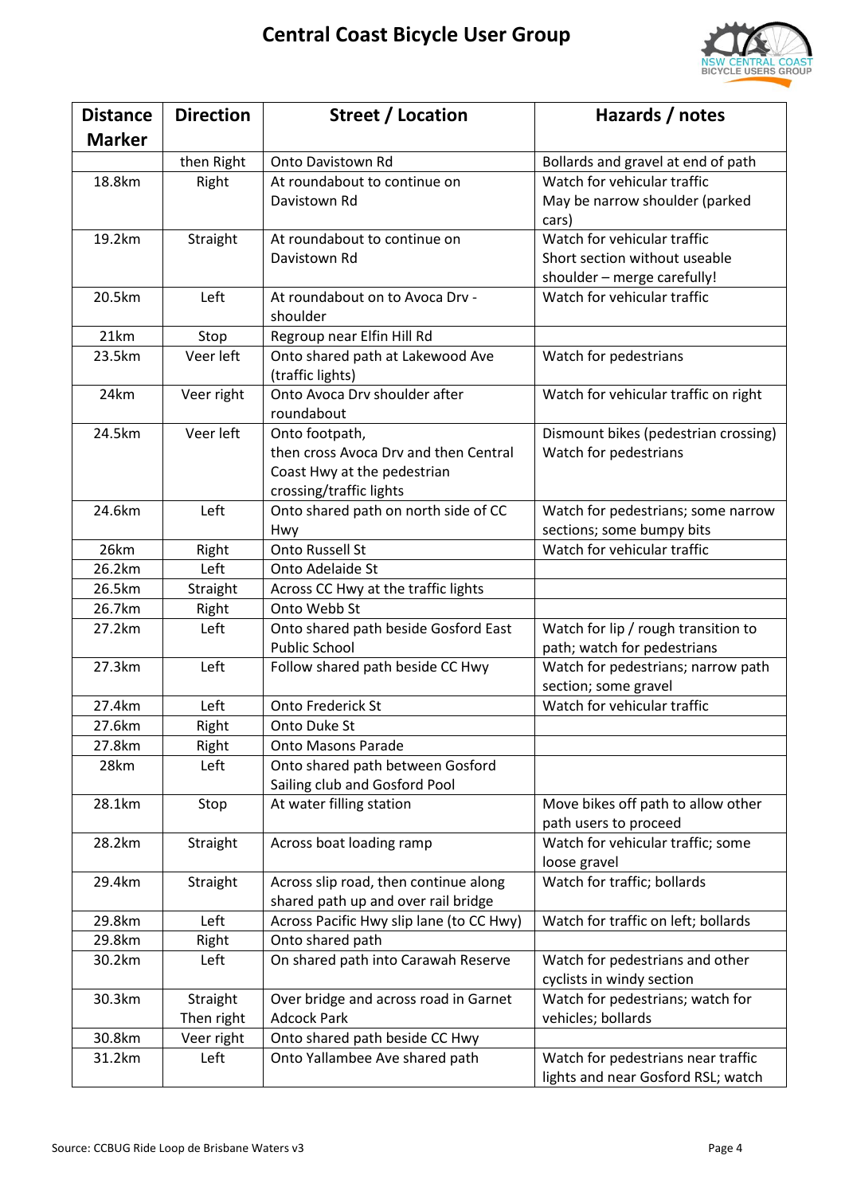# Central Coast Bicycle User Group

| Distance Marker | Direction | Street / Location | Hazards / notes |
|---|---|---|---|
| | then Right | Onto Davistown Rd | Bollards and gravel at end of path |
| 18.8km | Right | At roundabout to continue on Davistown Rd | Watch for vehicular traffic<br>May be narrow shoulder (parked cars) |
| 19.2km | Straight | At roundabout to continue on Davistown Rd | Watch for vehicular traffic<br>Short section without useable shoulder – merge carefully! |
| 20.5km | Left | At roundabout on to Avoca Drv - shoulder | Watch for vehicular traffic |
| 21km | Stop | Regroup near Elfin Hill Rd | |
| 23.5km | Veer left | Onto shared path at Lakewood Ave (traffic lights) | Watch for pedestrians |
| 24km | Veer right | Onto Avoca Drv shoulder after roundabout | Watch for vehicular traffic on right |
| 24.5km | Veer left | Onto footpath,<br>then cross Avoca Drv and then Central Coast Hwy at the pedestrian crossing/traffic lights | Dismount bikes (pedestrian crossing)<br>Watch for pedestrians |
| 24.6km | Left | Onto shared path on north side of CC Hwy | Watch for pedestrians; some narrow sections; some bumpy bits |
| 26km | Right | Onto Russell St | Watch for vehicular traffic |
| 26.2km | Left | Onto Adelaide St | |
| 26.5km | Straight | Across CC Hwy at the traffic lights | |
| 26.7km | Right | Onto Webb St | |
| 27.2km | Left | Onto shared path beside Gosford East Public School | Watch for lip / rough transition to path; watch for pedestrians |
| 27.3km | Left | Follow shared path beside CC Hwy | Watch for pedestrians; narrow path section; some gravel |
| 27.4km | Left | Onto Frederick St | Watch for vehicular traffic |
| 27.6km | Right | Onto Duke St | |
| 27.8km | Right | Onto Masons Parade | |
| 28km | Left | Onto shared path between Gosford Sailing club and Gosford Pool | |
| 28.1km | Stop | At water filling station | Move bikes off path to allow other path users to proceed |
| 28.2km | Straight | Across boat loading ramp | Watch for vehicular traffic; some loose gravel |
| 29.4km | Straight | Across slip road, then continue along shared path up and over rail bridge | Watch for traffic; bollards |
| 29.8km | Left | Across Pacific Hwy slip lane (to CC Hwy) | Watch for traffic on left; bollards |
| 29.8km | Right | Onto shared path | |
| 30.2km | Left | On shared path into Carawah Reserve | Watch for pedestrians and other cyclists in windy section |
| 30.3km | Straight<br>Then right | Over bridge and across road in Garnet Adcock Park | Watch for pedestrians; watch for vehicles; bollards |
| 30.8km | Veer right | Onto shared path beside CC Hwy | |
| 31.2km | Left | Onto Yallambee Ave shared path | Watch for pedestrians near traffic lights and near Gosford RSL; watch |

Source: CCBUG Ride Loop de Brisbane Waters v3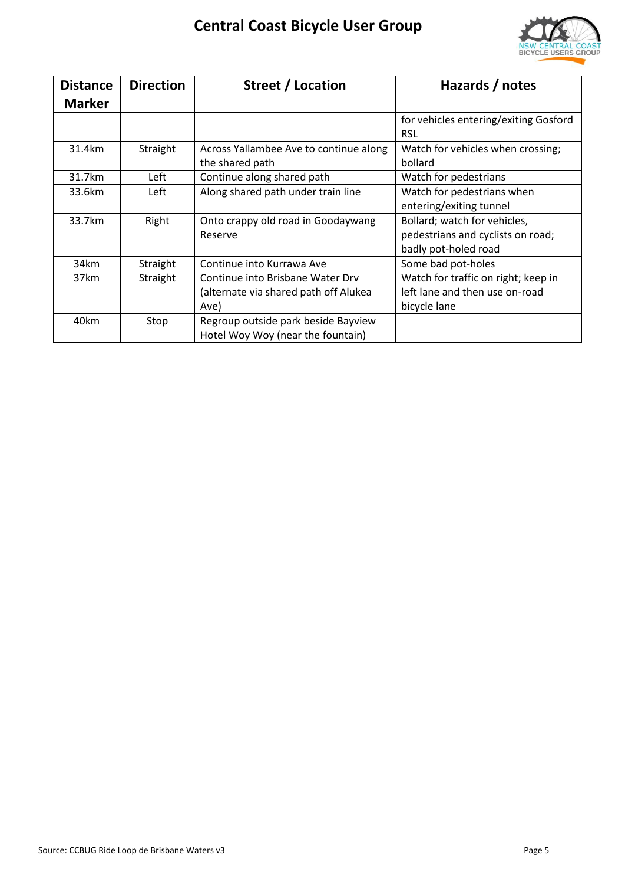# Central Coast Bicycle User Group

| Distance Marker | Direction | Street / Location | Hazards / notes |
|---|---|---|---|
| | | | for vehicles entering/exiting Gosford RSL |
| 31.4km | Straight | Across Yallambee Ave to continue along the shared path | Watch for vehicles when crossing; bollard |
| 31.7km | Left | Continue along shared path | Watch for pedestrians |
| 33.6km | Left | Along shared path under train line | Watch for pedestrians when entering/exiting tunnel |
| 33.7km | Right | Onto crappy old road in Goodaywang Reserve | Bollard; watch for vehicles, pedestrians and cyclists on road; badly pot-holed road |
| 34km | Straight | Continue into Kurrawa Ave | Some bad pot-holes |
| 37km | Straight | Continue into Brisbane Water Drv (alternate via shared path off Alukea Ave) | Watch for traffic on right; keep in left lane and then use on-road bicycle lane |
| 40km | Stop | Regroup outside park beside Bayview Hotel Woy Woy (near the fountain) | |